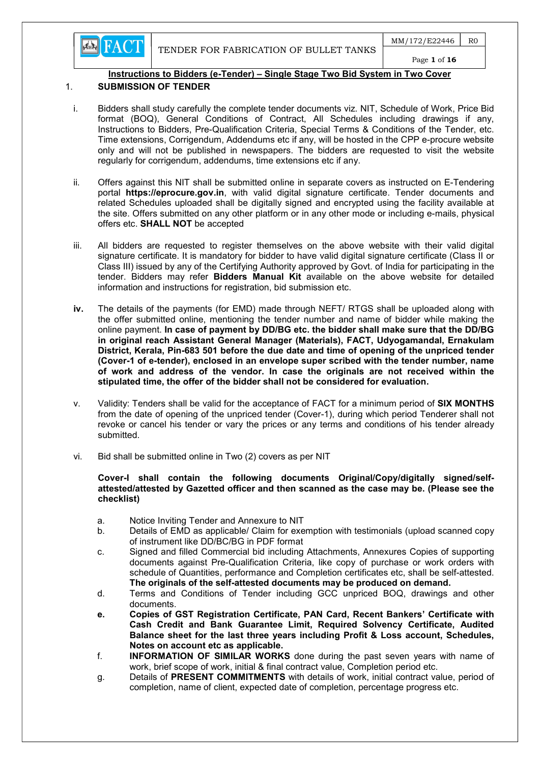## Instructions to Bidders (e-Tender) – Single Stage Two Bid System in Two Cover

### 1. SUBMISSION OF TENDER

i. Bidders shall study carefully the complete tender documents viz. NIT, Schedule of Work, Price Bid format (BOQ), General Conditions of Contract, All Schedules including drawings if any, Instructions to Bidders, Pre-Qualification Criteria, Special Terms & Conditions of the Tender, etc. Time extensions, Corrigendum, Addendums etc if any, will be hosted in the CPP e-procure website only and will not be published in newspapers. The bidders are requested to visit the website regularly for corrigendum, addendums, time extensions etc if any.

ii. Offers against this NIT shall be submitted online in separate covers as instructed on E-Tendering portal **https://eprocure.gov.in**, with valid digital signature certificate. Tender documents and related Schedules uploaded shall be digitally signed and encrypted using the facility available at the site. Offers submitted on any other platform or in any other mode or including e-mails, physical offers etc. **SHALL NOT** be accepted

iii. All bidders are requested to register themselves on the above website with their valid digital signature certificate. It is mandatory for bidder to have valid digital signature certificate (Class II or Class III) issued by any of the Certifying Authority approved by Govt. of India for participating in the tender. Bidders may refer **Bidders Manual Kit** available on the above website for detailed information and instructions for registration, bid submission etc.

**iv.** The details of the payments (for EMD) made through NEFT/ RTGS shall be uploaded along with the offer submitted online, mentioning the tender number and name of bidder while making the online payment. **In case of payment by DD/BG etc. the bidder shall make sure that the DD/BG in original reach Assistant General Manager (Materials), FACT, Udyogamandal, Ernakulam District, Kerala, Pin-683 501 before the due date and time of opening of the unpriced tender (Cover-1 of e-tender), enclosed in an envelope super scribed with the tender number, name of work and address of the vendor. In case the originals are not received within the stipulated time, the offer of the bidder shall not be considered for evaluation.**

v. Validity: Tenders shall be valid for the acceptance of FACT for a minimum period of **SIX MONTHS** from the date of opening of the unpriced tender (Cover-1), during which period Tenderer shall not revoke or cancel his tender or vary the prices or any terms and conditions of his tender already submitted.

vi. Bid shall be submitted online in Two (2) covers as per NIT

**Cover-I shall contain the following documents Original/Copy/digitally signed/self-attested/attested by Gazetted officer and then scanned as the case may be. (Please see the checklist)**

a. Notice Inviting Tender and Annexure to NIT

b. Details of EMD as applicable/ Claim for exemption with testimonials (upload scanned copy of instrument like DD/BC/BG in PDF format

c. Signed and filled Commercial bid including Attachments, Annexures Copies of supporting documents against Pre-Qualification Criteria, like copy of purchase or work orders with schedule of Quantities, performance and Completion certificates etc, shall be self-attested. **The originals of the self-attested documents may be produced on demand.**

d. Terms and Conditions of Tender including GCC unpriced BOQ, drawings and other documents.

**e. Copies of GST Registration Certificate, PAN Card, Recent Bankers' Certificate with Cash Credit and Bank Guarantee Limit, Required Solvency Certificate, Audited Balance sheet for the last three years including Profit & Loss account, Schedules, Notes on account etc as applicable.**

f. **INFORMATION OF SIMILAR WORKS** done during the past seven years with name of work, brief scope of work, initial & final contract value, Completion period etc.

g. Details of **PRESENT COMMITMENTS** with details of work, initial contract value, period of completion, name of client, expected date of completion, percentage progress etc.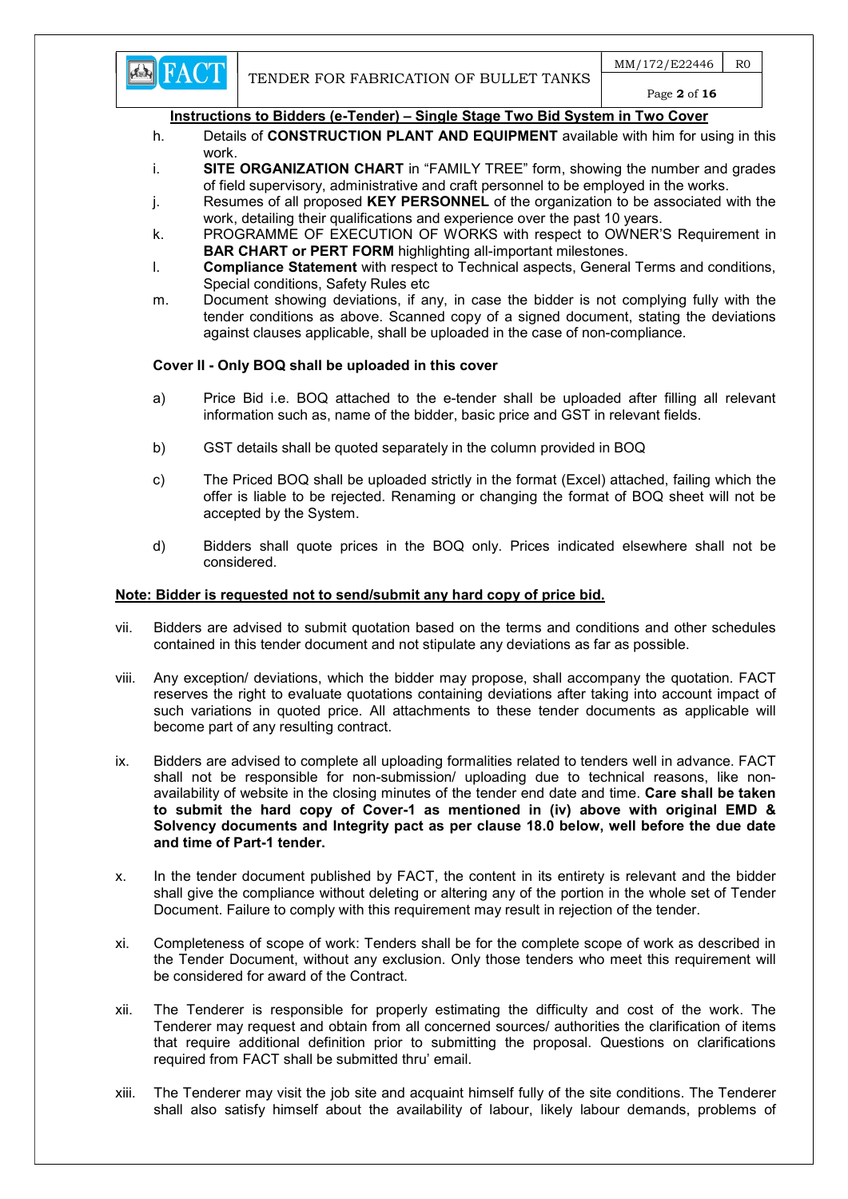**Instructions to Bidders (e-Tender) – Single Stage Two Bid System in Two Cover**

h. Details of **CONSTRUCTION PLANT AND EQUIPMENT** available with him for using in this work.

i. **SITE ORGANIZATION CHART** in "FAMILY TREE" form, showing the number and grades of field supervisory, administrative and craft personnel to be employed in the works.

j. Resumes of all proposed **KEY PERSONNEL** of the organization to be associated with the work, detailing their qualifications and experience over the past 10 years.

k. PROGRAMME OF EXECUTION OF WORKS with respect to OWNER'S Requirement in **BAR CHART or PERT FORM** highlighting all-important milestones.

l. **Compliance Statement** with respect to Technical aspects, General Terms and conditions, Special conditions, Safety Rules etc

m. Document showing deviations, if any, in case the bidder is not complying fully with the tender conditions as above. Scanned copy of a signed document, stating the deviations against clauses applicable, shall be uploaded in the case of non-compliance.

**Cover II - Only BOQ shall be uploaded in this cover**

a) Price Bid i.e. BOQ attached to the e-tender shall be uploaded after filling all relevant information such as, name of the bidder, basic price and GST in relevant fields.

b) GST details shall be quoted separately in the column provided in BOQ

c) The Priced BOQ shall be uploaded strictly in the format (Excel) attached, failing which the offer is liable to be rejected. Renaming or changing the format of BOQ sheet will not be accepted by the System.

d) Bidders shall quote prices in the BOQ only. Prices indicated elsewhere shall not be considered.

**Note: Bidder is requested not to send/submit any hard copy of price bid.**

vii. Bidders are advised to submit quotation based on the terms and conditions and other schedules contained in this tender document and not stipulate any deviations as far as possible.

viii. Any exception/ deviations, which the bidder may propose, shall accompany the quotation. FACT reserves the right to evaluate quotations containing deviations after taking into account impact of such variations in quoted price. All attachments to these tender documents as applicable will become part of any resulting contract.

ix. Bidders are advised to complete all uploading formalities related to tenders well in advance. FACT shall not be responsible for non-submission/ uploading due to technical reasons, like non-availability of website in the closing minutes of the tender end date and time. **Care shall be taken to submit the hard copy of Cover-1 as mentioned in (iv) above with original EMD & Solvency documents and Integrity pact as per clause 18.0 below, well before the due date and time of Part-1 tender.**

x. In the tender document published by FACT, the content in its entirety is relevant and the bidder shall give the compliance without deleting or altering any of the portion in the whole set of Tender Document. Failure to comply with this requirement may result in rejection of the tender.

xi. Completeness of scope of work: Tenders shall be for the complete scope of work as described in the Tender Document, without any exclusion. Only those tenders who meet this requirement will be considered for award of the Contract.

xii. The Tenderer is responsible for properly estimating the difficulty and cost of the work. The Tenderer may request and obtain from all concerned sources/ authorities the clarification of items that require additional definition prior to submitting the proposal. Questions on clarifications required from FACT shall be submitted thru' email.

xiii. The Tenderer may visit the job site and acquaint himself fully of the site conditions. The Tenderer shall also satisfy himself about the availability of labour, likely labour demands, problems of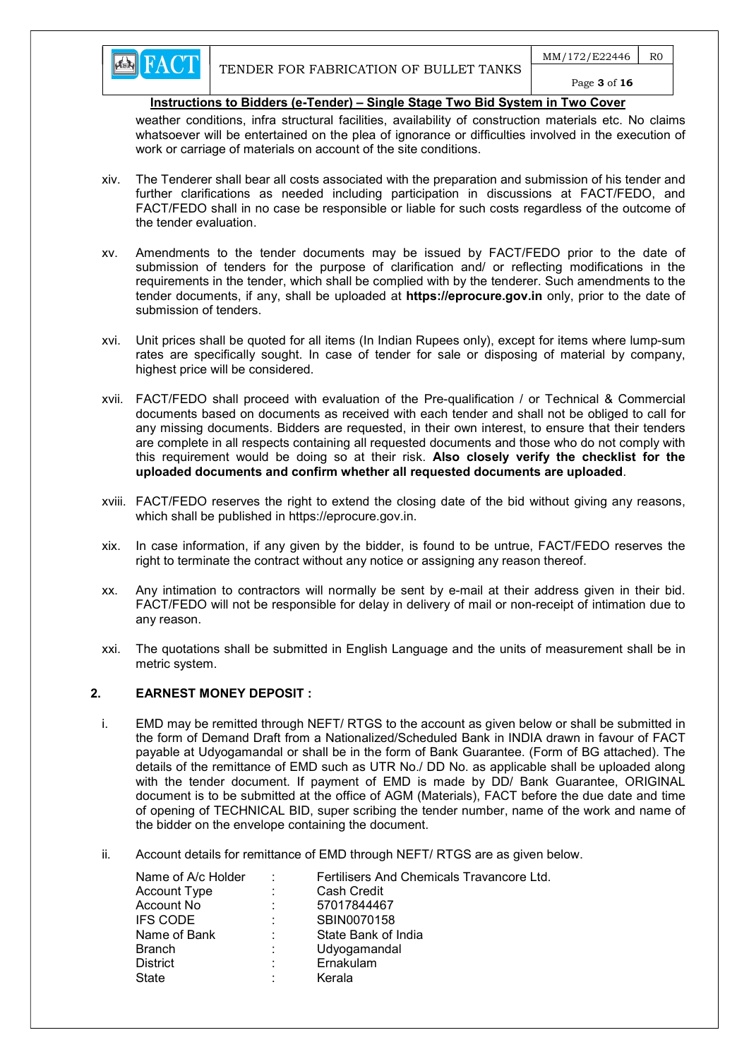weather conditions, infra structural facilities, availability of construction materials etc. No claims whatsoever will be entertained on the plea of ignorance or difficulties involved in the execution of work or carriage of materials on account of the site conditions.

xiv. The Tenderer shall bear all costs associated with the preparation and submission of his tender and further clarifications as needed including participation in discussions at FACT/FEDO, and FACT/FEDO shall in no case be responsible or liable for such costs regardless of the outcome of the tender evaluation.

xv. Amendments to the tender documents may be issued by FACT/FEDO prior to the date of submission of tenders for the purpose of clarification and/ or reflecting modifications in the requirements in the tender, which shall be complied with by the tenderer. Such amendments to the tender documents, if any, shall be uploaded at **https://eprocure.gov.in** only, prior to the date of submission of tenders.

xvi. Unit prices shall be quoted for all items (In Indian Rupees only), except for items where lump-sum rates are specifically sought. In case of tender for sale or disposing of material by company, highest price will be considered.

xvii. FACT/FEDO shall proceed with evaluation of the Pre-qualification / or Technical & Commercial documents based on documents as received with each tender and shall not be obliged to call for any missing documents. Bidders are requested, in their own interest, to ensure that their tenders are complete in all respects containing all requested documents and those who do not comply with this requirement would be doing so at their risk. **Also closely verify the checklist for the uploaded documents and confirm whether all requested documents are uploaded**.

xviii. FACT/FEDO reserves the right to extend the closing date of the bid without giving any reasons, which shall be published in https://eprocure.gov.in.

xix. In case information, if any given by the bidder, is found to be untrue, FACT/FEDO reserves the right to terminate the contract without any notice or assigning any reason thereof.

xx. Any intimation to contractors will normally be sent by e-mail at their address given in their bid. FACT/FEDO will not be responsible for delay in delivery of mail or non-receipt of intimation due to any reason.

xxi. The quotations shall be submitted in English Language and the units of measurement shall be in metric system.

## 2. EARNEST MONEY DEPOSIT :

i. EMD may be remitted through NEFT/ RTGS to the account as given below or shall be submitted in the form of Demand Draft from a Nationalized/Scheduled Bank in INDIA drawn in favour of FACT payable at Udyogamandal or shall be in the form of Bank Guarantee. (Form of BG attached). The details of the remittance of EMD such as UTR No./ DD No. as applicable shall be uploaded along with the tender document. If payment of EMD is made by DD/ Bank Guarantee, ORIGINAL document is to be submitted at the office of AGM (Materials), FACT before the due date and time of opening of TECHNICAL BID, super scribing the tender number, name of the work and name of the bidder on the envelope containing the document.

ii. Account details for remittance of EMD through NEFT/ RTGS are as given below.

| | | |
|---|---|---|
| Name of A/c Holder | : | Fertilisers And Chemicals Travancore Ltd. |
| Account Type | : | Cash Credit |
| Account No | : | 57017844467 |
| IFS CODE | : | SBIN0070158 |
| Name of Bank | : | State Bank of India |
| Branch | : | Udyogamandal |
| District | : | Ernakulam |
| State | : | Kerala |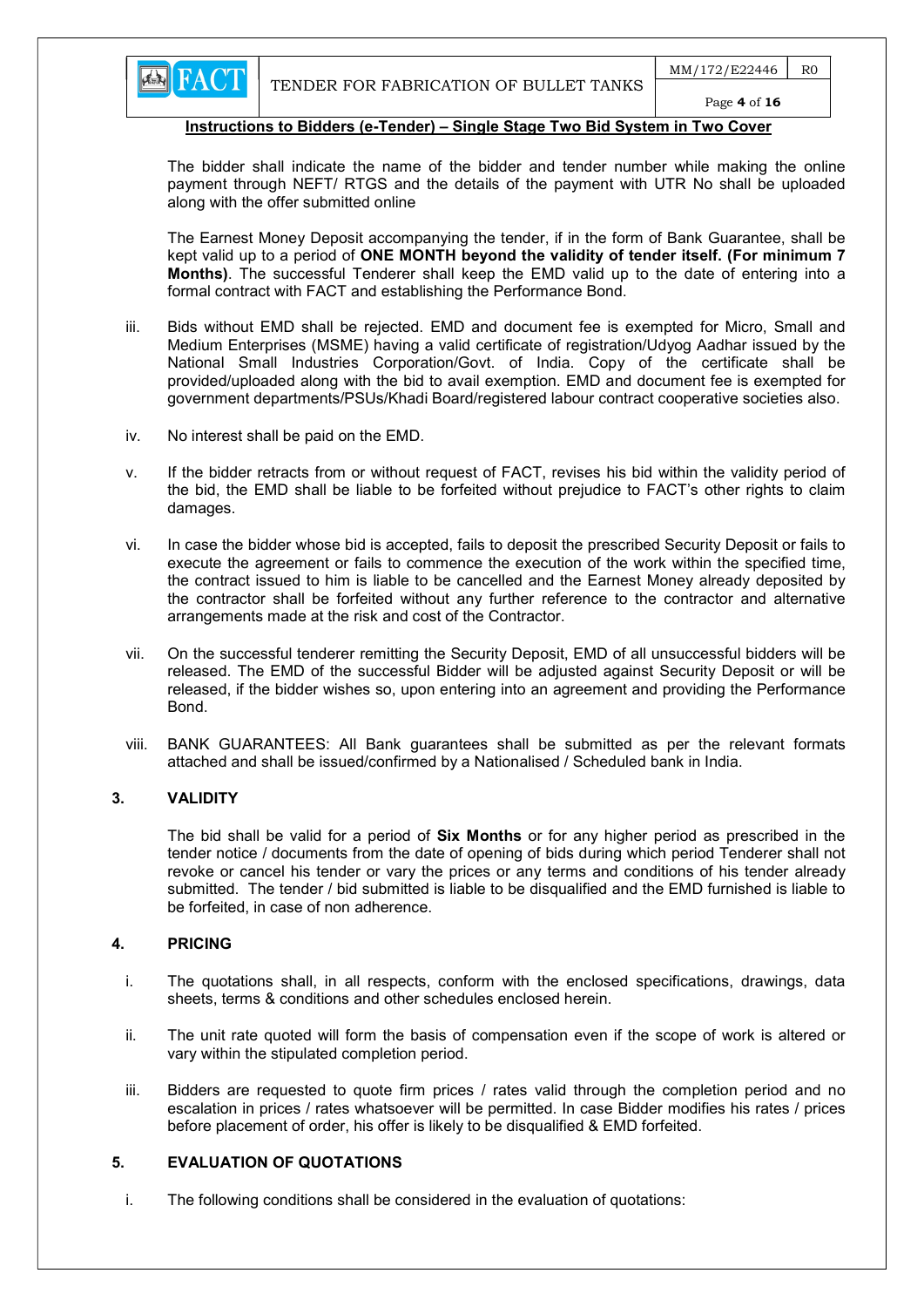**Instructions to Bidders (e-Tender) – Single Stage Two Bid System in Two Cover**

The bidder shall indicate the name of the bidder and tender number while making the online payment through NEFT/ RTGS and the details of the payment with UTR No shall be uploaded along with the offer submitted online

The Earnest Money Deposit accompanying the tender, if in the form of Bank Guarantee, shall be kept valid up to a period of **ONE MONTH beyond the validity of tender itself. (For minimum 7 Months)**. The successful Tenderer shall keep the EMD valid up to the date of entering into a formal contract with FACT and establishing the Performance Bond.

iii. Bids without EMD shall be rejected. EMD and document fee is exempted for Micro, Small and Medium Enterprises (MSME) having a valid certificate of registration/Udyog Aadhar issued by the National Small Industries Corporation/Govt. of India. Copy of the certificate shall be provided/uploaded along with the bid to avail exemption. EMD and document fee is exempted for government departments/PSUs/Khadi Board/registered labour contract cooperative societies also.

iv. No interest shall be paid on the EMD.

v. If the bidder retracts from or without request of FACT, revises his bid within the validity period of the bid, the EMD shall be liable to be forfeited without prejudice to FACT's other rights to claim damages.

vi. In case the bidder whose bid is accepted, fails to deposit the prescribed Security Deposit or fails to execute the agreement or fails to commence the execution of the work within the specified time, the contract issued to him is liable to be cancelled and the Earnest Money already deposited by the contractor shall be forfeited without any further reference to the contractor and alternative arrangements made at the risk and cost of the Contractor.

vii. On the successful tenderer remitting the Security Deposit, EMD of all unsuccessful bidders will be released. The EMD of the successful Bidder will be adjusted against Security Deposit or will be released, if the bidder wishes so, upon entering into an agreement and providing the Performance Bond.

viii. BANK GUARANTEES: All Bank guarantees shall be submitted as per the relevant formats attached and shall be issued/confirmed by a Nationalised / Scheduled bank in India.

### 3. VALIDITY

The bid shall be valid for a period of **Six Months** or for any higher period as prescribed in the tender notice / documents from the date of opening of bids during which period Tenderer shall not revoke or cancel his tender or vary the prices or any terms and conditions of his tender already submitted. The tender / bid submitted is liable to be disqualified and the EMD furnished is liable to be forfeited, in case of non adherence.

### 4. PRICING

i. The quotations shall, in all respects, conform with the enclosed specifications, drawings, data sheets, terms & conditions and other schedules enclosed herein.

ii. The unit rate quoted will form the basis of compensation even if the scope of work is altered or vary within the stipulated completion period.

iii. Bidders are requested to quote firm prices / rates valid through the completion period and no escalation in prices / rates whatsoever will be permitted. In case Bidder modifies his rates / prices before placement of order, his offer is likely to be disqualified & EMD forfeited.

### 5. EVALUATION OF QUOTATIONS

i. The following conditions shall be considered in the evaluation of quotations: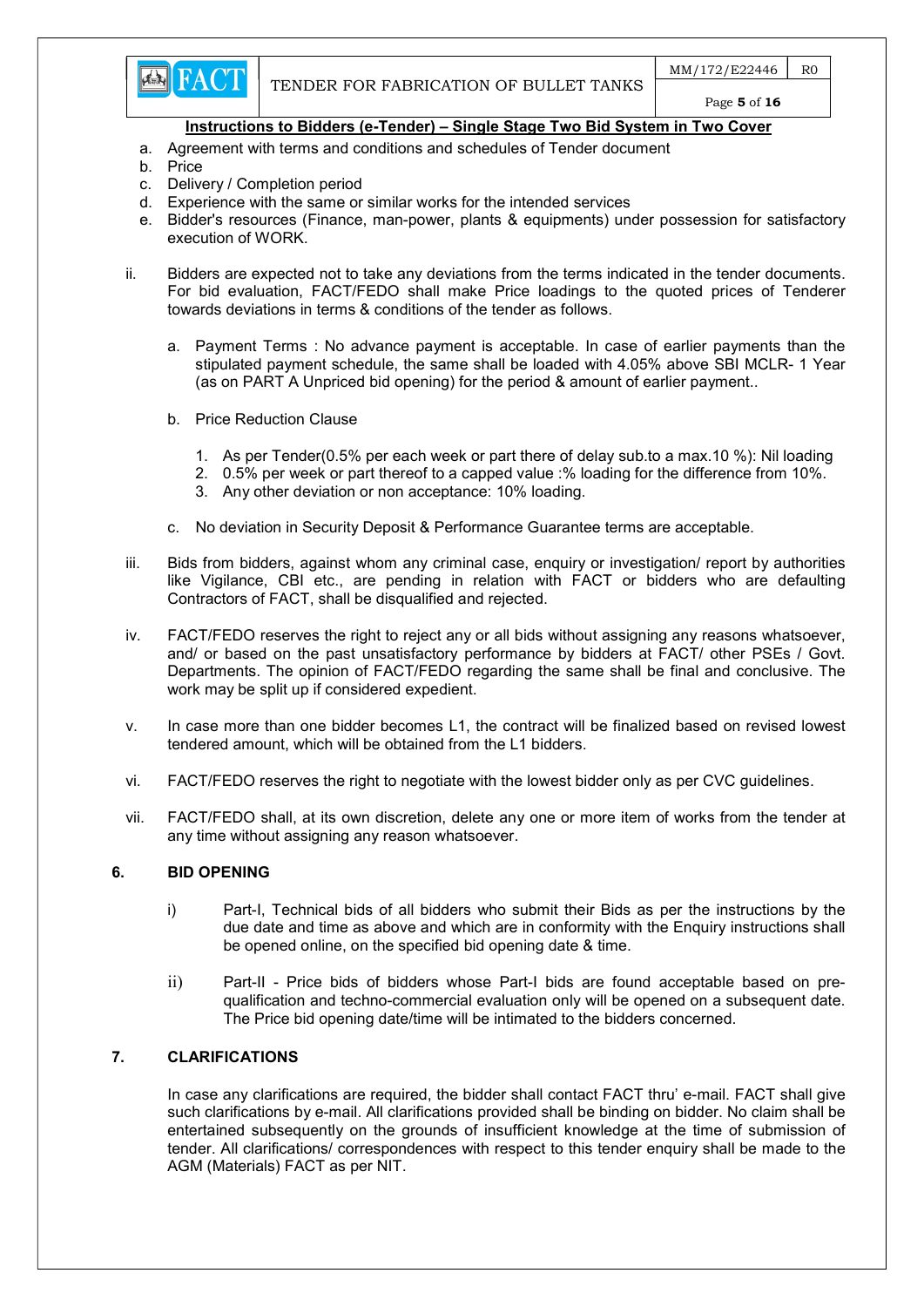**Instructions to Bidders (e-Tender) – Single Stage Two Bid System in Two Cover**

a. Agreement with terms and conditions and schedules of Tender document
b. Price
c. Delivery / Completion period
d. Experience with the same or similar works for the intended services
e. Bidder's resources (Finance, man-power, plants & equipments) under possession for satisfactory execution of WORK.

ii. Bidders are expected not to take any deviations from the terms indicated in the tender documents. For bid evaluation, FACT/FEDO shall make Price loadings to the quoted prices of Tenderer towards deviations in terms & conditions of the tender as follows.

   a. Payment Terms : No advance payment is acceptable. In case of earlier payments than the stipulated payment schedule, the same shall be loaded with 4.05% above SBI MCLR- 1 Year (as on PART A Unpriced bid opening) for the period & amount of earlier payment..

   b. Price Reduction Clause

      1. As per Tender(0.5% per each week or part there of delay sub.to a max.10 %): Nil loading
      2. 0.5% per week or part thereof to a capped value :% loading for the difference from 10%.
      3. Any other deviation or non acceptance: 10% loading.

   c. No deviation in Security Deposit & Performance Guarantee terms are acceptable.

iii. Bids from bidders, against whom any criminal case, enquiry or investigation/ report by authorities like Vigilance, CBI etc., are pending in relation with FACT or bidders who are defaulting Contractors of FACT, shall be disqualified and rejected.

iv. FACT/FEDO reserves the right to reject any or all bids without assigning any reasons whatsoever, and/ or based on the past unsatisfactory performance by bidders at FACT/ other PSEs / Govt. Departments. The opinion of FACT/FEDO regarding the same shall be final and conclusive. The work may be split up if considered expedient.

v. In case more than one bidder becomes L1, the contract will be finalized based on revised lowest tendered amount, which will be obtained from the L1 bidders.

vi. FACT/FEDO reserves the right to negotiate with the lowest bidder only as per CVC guidelines.

vii. FACT/FEDO shall, at its own discretion, delete any one or more item of works from the tender at any time without assigning any reason whatsoever.

## 6. BID OPENING

i) Part-I, Technical bids of all bidders who submit their Bids as per the instructions by the due date and time as above and which are in conformity with the Enquiry instructions shall be opened online, on the specified bid opening date & time.

ii) Part-II - Price bids of bidders whose Part-I bids are found acceptable based on pre-qualification and techno-commercial evaluation only will be opened on a subsequent date. The Price bid opening date/time will be intimated to the bidders concerned.

## 7. CLARIFICATIONS

In case any clarifications are required, the bidder shall contact FACT thru' e-mail. FACT shall give such clarifications by e-mail. All clarifications provided shall be binding on bidder. No claim shall be entertained subsequently on the grounds of insufficient knowledge at the time of submission of tender. All clarifications/ correspondences with respect to this tender enquiry shall be made to the AGM (Materials) FACT as per NIT.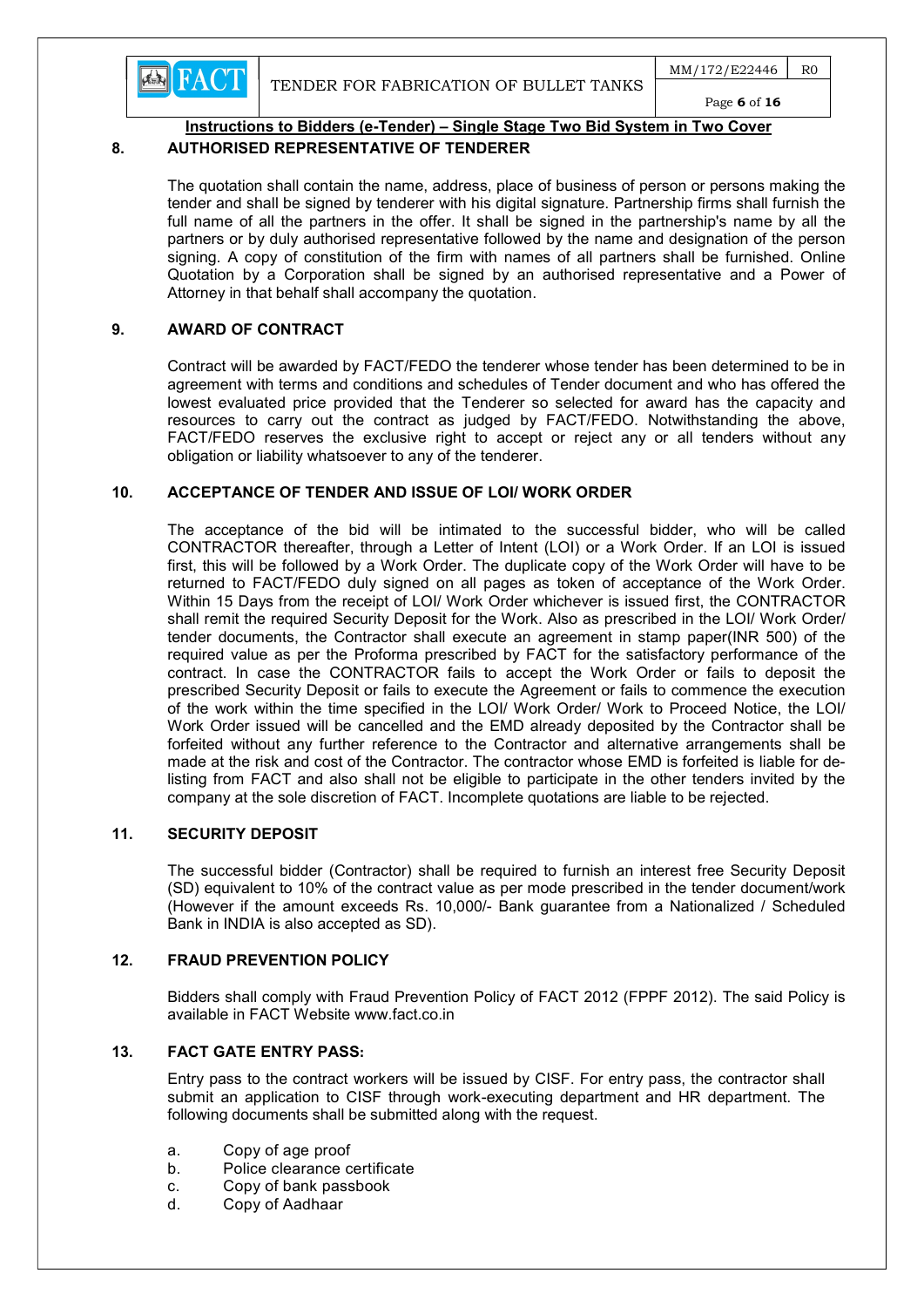**Instructions to Bidders (e-Tender) – Single Stage Two Bid System in Two Cover**

## 8. AUTHORISED REPRESENTATIVE OF TENDERER

The quotation shall contain the name, address, place of business of person or persons making the tender and shall be signed by tenderer with his digital signature. Partnership firms shall furnish the full name of all the partners in the offer. It shall be signed in the partnership's name by all the partners or by duly authorised representative followed by the name and designation of the person signing. A copy of constitution of the firm with names of all partners shall be furnished. Online Quotation by a Corporation shall be signed by an authorised representative and a Power of Attorney in that behalf shall accompany the quotation.

## 9. AWARD OF CONTRACT

Contract will be awarded by FACT/FEDO the tenderer whose tender has been determined to be in agreement with terms and conditions and schedules of Tender document and who has offered the lowest evaluated price provided that the Tenderer so selected for award has the capacity and resources to carry out the contract as judged by FACT/FEDO. Notwithstanding the above, FACT/FEDO reserves the exclusive right to accept or reject any or all tenders without any obligation or liability whatsoever to any of the tenderer.

## 10. ACCEPTANCE OF TENDER AND ISSUE OF LOI/ WORK ORDER

The acceptance of the bid will be intimated to the successful bidder, who will be called CONTRACTOR thereafter, through a Letter of Intent (LOI) or a Work Order. If an LOI is issued first, this will be followed by a Work Order. The duplicate copy of the Work Order will have to be returned to FACT/FEDO duly signed on all pages as token of acceptance of the Work Order. Within 15 Days from the receipt of LOI/ Work Order whichever is issued first, the CONTRACTOR shall remit the required Security Deposit for the Work. Also as prescribed in the LOI/ Work Order/ tender documents, the Contractor shall execute an agreement in stamp paper(INR 500) of the required value as per the Proforma prescribed by FACT for the satisfactory performance of the contract. In case the CONTRACTOR fails to accept the Work Order or fails to deposit the prescribed Security Deposit or fails to execute the Agreement or fails to commence the execution of the work within the time specified in the LOI/ Work Order/ Work to Proceed Notice, the LOI/ Work Order issued will be cancelled and the EMD already deposited by the Contractor shall be forfeited without any further reference to the Contractor and alternative arrangements shall be made at the risk and cost of the Contractor. The contractor whose EMD is forfeited is liable for de-listing from FACT and also shall not be eligible to participate in the other tenders invited by the company at the sole discretion of FACT. Incomplete quotations are liable to be rejected.

## 11. SECURITY DEPOSIT

The successful bidder (Contractor) shall be required to furnish an interest free Security Deposit (SD) equivalent to 10% of the contract value as per mode prescribed in the tender document/work (However if the amount exceeds Rs. 10,000/- Bank guarantee from a Nationalized / Scheduled Bank in INDIA is also accepted as SD).

## 12. FRAUD PREVENTION POLICY

Bidders shall comply with Fraud Prevention Policy of FACT 2012 (FPPF 2012). The said Policy is available in FACT Website www.fact.co.in

## 13. FACT GATE ENTRY PASS:

Entry pass to the contract workers will be issued by CISF. For entry pass, the contractor shall submit an application to CISF through work-executing department and HR department. The following documents shall be submitted along with the request.

a. Copy of age proof
b. Police clearance certificate
c. Copy of bank passbook
d. Copy of Aadhaar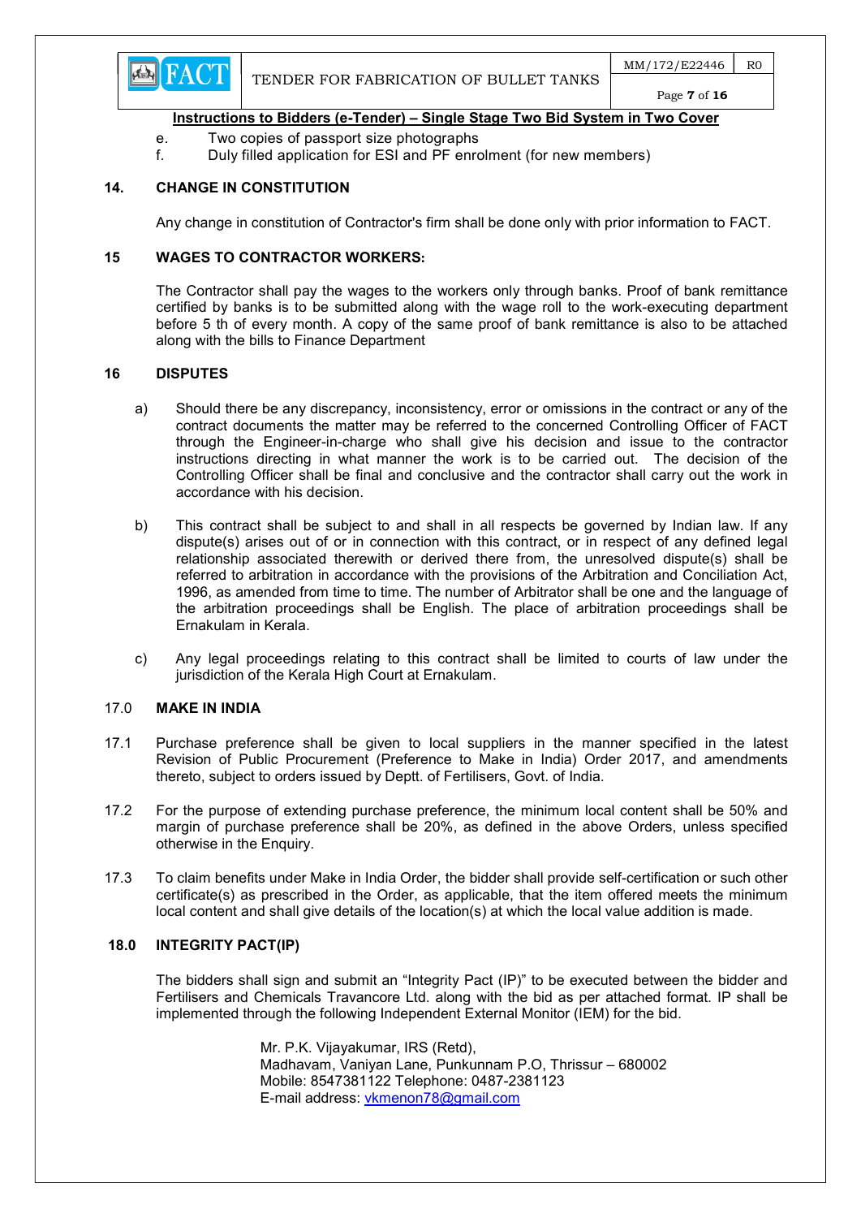**Instructions to Bidders (e-Tender) – Single Stage Two Bid System in Two Cover**

e. Two copies of passport size photographs
f. Duly filled application for ESI and PF enrolment (for new members)

## 14. CHANGE IN CONSTITUTION

Any change in constitution of Contractor's firm shall be done only with prior information to FACT.

## 15 WAGES TO CONTRACTOR WORKERS:

The Contractor shall pay the wages to the workers only through banks. Proof of bank remittance certified by banks is to be submitted along with the wage roll to the work-executing department before 5 th of every month. A copy of the same proof of bank remittance is also to be attached along with the bills to Finance Department

## 16 DISPUTES

a) Should there be any discrepancy, inconsistency, error or omissions in the contract or any of the contract documents the matter may be referred to the concerned Controlling Officer of FACT through the Engineer-in-charge who shall give his decision and issue to the contractor instructions directing in what manner the work is to be carried out. The decision of the Controlling Officer shall be final and conclusive and the contractor shall carry out the work in accordance with his decision.

b) This contract shall be subject to and shall in all respects be governed by Indian law. If any dispute(s) arises out of or in connection with this contract, or in respect of any defined legal relationship associated therewith or derived there from, the unresolved dispute(s) shall be referred to arbitration in accordance with the provisions of the Arbitration and Conciliation Act, 1996, as amended from time to time. The number of Arbitrator shall be one and the language of the arbitration proceedings shall be English. The place of arbitration proceedings shall be Ernakulam in Kerala.

c) Any legal proceedings relating to this contract shall be limited to courts of law under the jurisdiction of the Kerala High Court at Ernakulam.

## 17.0 MAKE IN INDIA

17.1 Purchase preference shall be given to local suppliers in the manner specified in the latest Revision of Public Procurement (Preference to Make in India) Order 2017, and amendments thereto, subject to orders issued by Deptt. of Fertilisers, Govt. of India.

17.2 For the purpose of extending purchase preference, the minimum local content shall be 50% and margin of purchase preference shall be 20%, as defined in the above Orders, unless specified otherwise in the Enquiry.

17.3 To claim benefits under Make in India Order, the bidder shall provide self-certification or such other certificate(s) as prescribed in the Order, as applicable, that the item offered meets the minimum local content and shall give details of the location(s) at which the local value addition is made.

## 18.0 INTEGRITY PACT(IP)

The bidders shall sign and submit an "Integrity Pact (IP)" to be executed between the bidder and Fertilisers and Chemicals Travancore Ltd. along with the bid as per attached format. IP shall be implemented through the following Independent External Monitor (IEM) for the bid.

Mr. P.K. Vijayakumar, IRS (Retd),
Madhavam, Vaniyan Lane, Punkunnam P.O, Thrissur – 680002
Mobile: 8547381122 Telephone: 0487-2381123
E-mail address: vkmenon78@gmail.com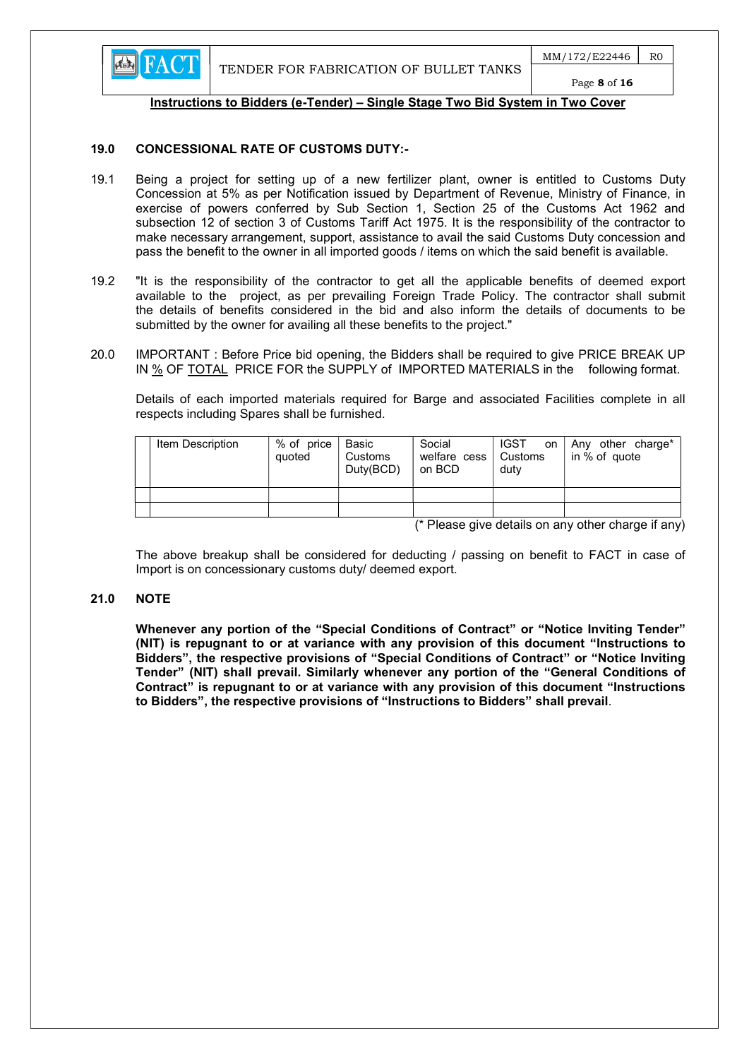**Instructions to Bidders (e-Tender) – Single Stage Two Bid System in Two Cover**

**19.0 CONCESSIONAL RATE OF CUSTOMS DUTY:-**

19.1 Being a project for setting up of a new fertilizer plant, owner is entitled to Customs Duty Concession at 5% as per Notification issued by Department of Revenue, Ministry of Finance, in exercise of powers conferred by Sub Section 1, Section 25 of the Customs Act 1962 and subsection 12 of section 3 of Customs Tariff Act 1975. It is the responsibility of the contractor to make necessary arrangement, support, assistance to avail the said Customs Duty concession and pass the benefit to the owner in all imported goods / items on which the said benefit is available.

19.2 "It is the responsibility of the contractor to get all the applicable benefits of deemed export available to the project, as per prevailing Foreign Trade Policy. The contractor shall submit the details of benefits considered in the bid and also inform the details of documents to be submitted by the owner for availing all these benefits to the project."

20.0 IMPORTANT : Before Price bid opening, the Bidders shall be required to give PRICE BREAK UP IN <u>%</u> OF <u>TOTAL</u> PRICE FOR the SUPPLY of IMPORTED MATERIALS in the following format.

Details of each imported materials required for Barge and associated Facilities complete in all respects including Spares shall be furnished.

| | Item Description | % of price quoted | Basic Customs Duty(BCD) | Social welfare cess on BCD | IGST on Customs duty | Any other charge* in % of quote |
|---|---|---|---|---|---|---|
| | | | | | | |
| | | | | | | |

(* Please give details on any other charge if any)

The above breakup shall be considered for deducting / passing on benefit to FACT in case of Import is on concessionary customs duty/ deemed export.

**21.0 NOTE**

**Whenever any portion of the "Special Conditions of Contract" or "Notice Inviting Tender" (NIT) is repugnant to or at variance with any provision of this document "Instructions to Bidders", the respective provisions of "Special Conditions of Contract" or "Notice Inviting Tender" (NIT) shall prevail. Similarly whenever any portion of the "General Conditions of Contract" is repugnant to or at variance with any provision of this document "Instructions to Bidders", the respective provisions of "Instructions to Bidders" shall prevail**.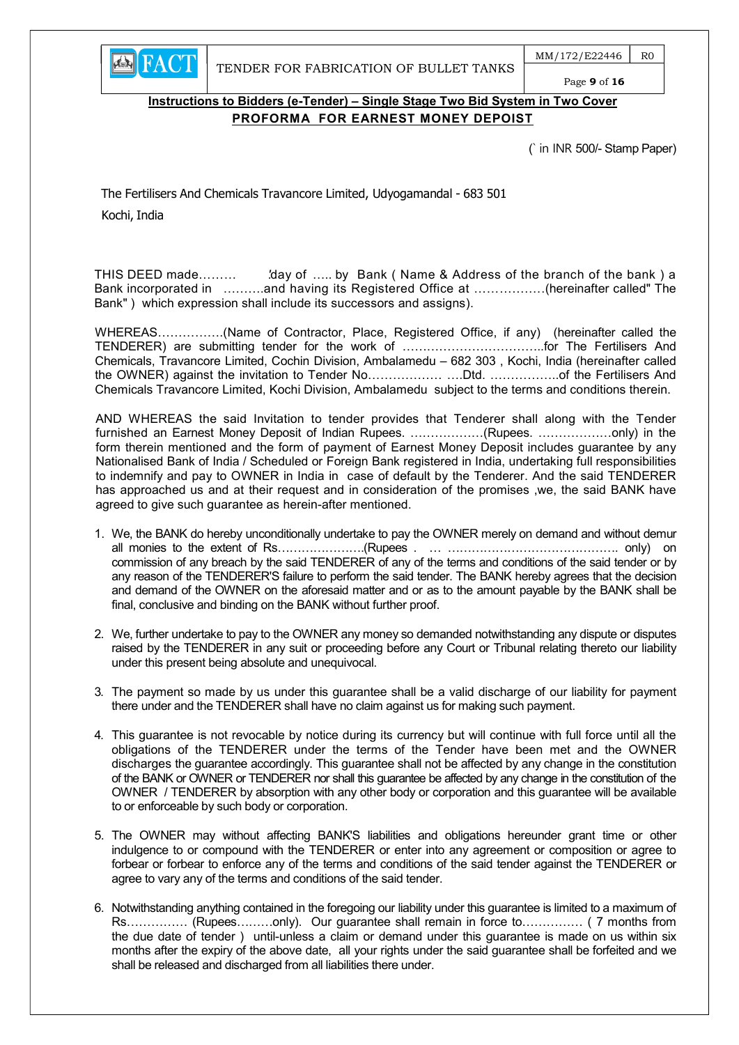**Instructions to Bidders (e-Tender) – Single Stage Two Bid System in Two Cover**

**PROFORMA FOR EARNEST MONEY DEPOIST**

(` in INR 500/- Stamp Paper)

The Fertilisers And Chemicals Travancore Limited, Udyogamandal - 683 501

Kochi, India

THIS DEED made……… 'day of ….. by Bank ( Name & Address of the branch of the bank ) a Bank incorporated in ……….and having its Registered Office at ……………..(hereinafter called" The Bank" ) which expression shall include its successors and assigns).

WHEREAS…………….(Name of Contractor, Place, Registered Office, if any) (hereinafter called the TENDERER) are submitting tender for the work of ……………………………..for The Fertilisers And Chemicals, Travancore Limited, Cochin Division, Ambalamedu – 682 303 , Kochi, India (hereinafter called the OWNER) against the invitation to Tender No……………… ….Dtd. ……………..of the Fertilisers And Chemicals Travancore Limited, Kochi Division, Ambalamedu subject to the terms and conditions therein.

AND WHEREAS the said Invitation to tender provides that Tenderer shall along with the Tender furnished an Earnest Money Deposit of Indian Rupees. ………………(Rupees. ………………only) in the form therein mentioned and the form of payment of Earnest Money Deposit includes guarantee by any Nationalised Bank of India / Scheduled or Foreign Bank registered in India, undertaking full responsibilities to indemnify and pay to OWNER in India in case of default by the Tenderer. And the said TENDERER has approached us and at their request and in consideration of the promises ,we, the said BANK have agreed to give such guarantee as herein-after mentioned.

1. We, the BANK do hereby unconditionally undertake to pay the OWNER merely on demand and without demur all monies to the extent of Rs…………………(Rupees . … ……………………………………. only) on commission of any breach by the said TENDERER of any of the terms and conditions of the said tender or by any reason of the TENDERER'S failure to perform the said tender. The BANK hereby agrees that the decision and demand of the OWNER on the aforesaid matter and or as to the amount payable by the BANK shall be final, conclusive and binding on the BANK without further proof.

2. We, further undertake to pay to the OWNER any money so demanded notwithstanding any dispute or disputes raised by the TENDERER in any suit or proceeding before any Court or Tribunal relating thereto our liability under this present being absolute and unequivocal.

3. The payment so made by us under this guarantee shall be a valid discharge of our liability for payment there under and the TENDERER shall have no claim against us for making such payment.

4. This guarantee is not revocable by notice during its currency but will continue with full force until all the obligations of the TENDERER under the terms of the Tender have been met and the OWNER discharges the guarantee accordingly. This guarantee shall not be affected by any change in the constitution of the BANK or OWNER or TENDERER nor shall this guarantee be affected by any change in the constitution of the OWNER / TENDERER by absorption with any other body or corporation and this guarantee will be available to or enforceable by such body or corporation.

5. The OWNER may without affecting BANK'S liabilities and obligations hereunder grant time or other indulgence to or compound with the TENDERER or enter into any agreement or composition or agree to forbear or forbear to enforce any of the terms and conditions of the said tender against the TENDERER or agree to vary any of the terms and conditions of the said tender.

6. Notwithstanding anything contained in the foregoing our liability under this guarantee is limited to a maximum of Rs…………… (Rupees………only). Our guarantee shall remain in force to………….. ( 7 months from the due date of tender ) until-unless a claim or demand under this guarantee is made on us within six months after the expiry of the above date, all your rights under the said guarantee shall be forfeited and we shall be released and discharged from all liabilities there under.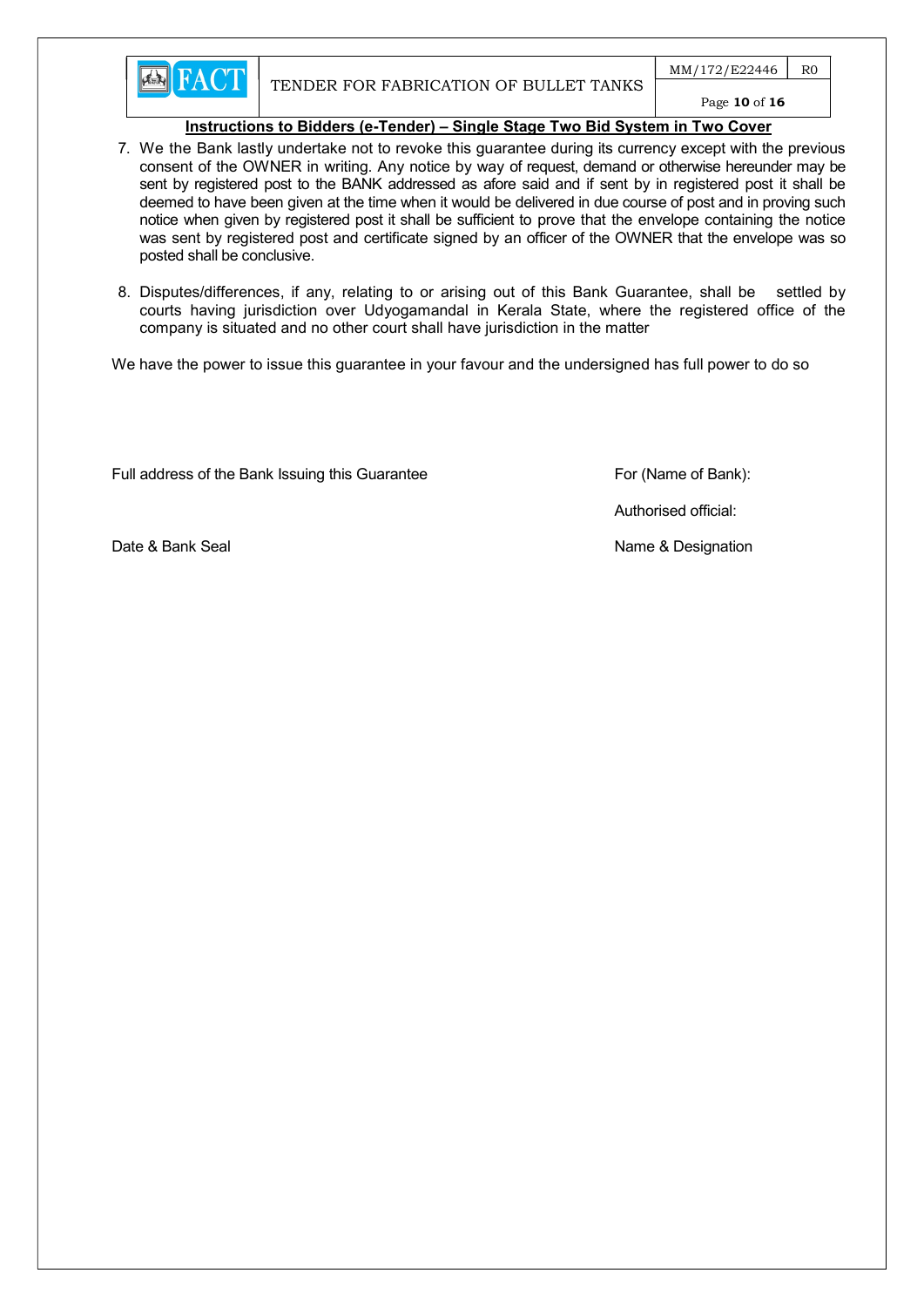7. We the Bank lastly undertake not to revoke this guarantee during its currency except with the previous consent of the OWNER in writing. Any notice by way of request, demand or otherwise hereunder may be sent by registered post to the BANK addressed as afore said and if sent by in registered post it shall be deemed to have been given at the time when it would be delivered in due course of post and in proving such notice when given by registered post it shall be sufficient to prove that the envelope containing the notice was sent by registered post and certificate signed by an officer of the OWNER that the envelope was so posted shall be conclusive.

8. Disputes/differences, if any, relating to or arising out of this Bank Guarantee, shall be settled by courts having jurisdiction over Udyogamandal in Kerala State, where the registered office of the company is situated and no other court shall have jurisdiction in the matter

We have the power to issue this guarantee in your favour and the undersigned has full power to do so

Full address of the Bank Issuing this Guarantee

For (Name of Bank):

Authorised official:

Date & Bank Seal

Name & Designation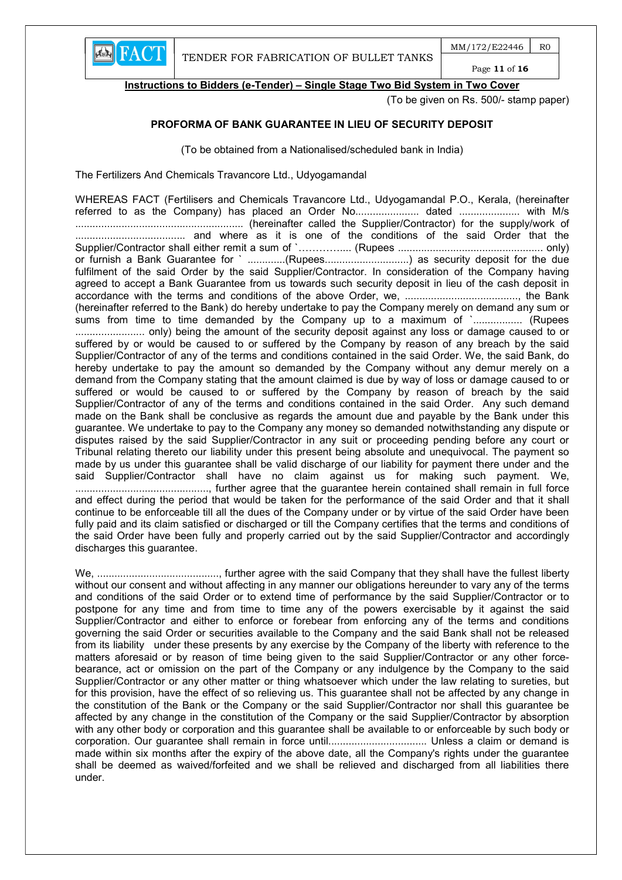**Instructions to Bidders (e-Tender) – Single Stage Two Bid System in Two Cover**

(To be given on Rs. 500/- stamp paper)

**PROFORMA OF BANK GUARANTEE IN LIEU OF SECURITY DEPOSIT**

(To be obtained from a Nationalised/scheduled bank in India)

The Fertilizers And Chemicals Travancore Ltd., Udyogamandal

WHEREAS FACT (Fertilisers and Chemicals Travancore Ltd., Udyogamandal P.O., Kerala, (hereinafter referred to as the Company) has placed an Order No...................... dated ..................... with M/s .......................................................... (hereinafter called the Supplier/Contractor) for the supply/work of ...................................... and where as it is one of the conditions of the said Order that the Supplier/Contractor shall either remit a sum of `……….….. (Rupees .................................................. only) or furnish a Bank Guarantee for ` .............(Rupees.............................) as security deposit for the due fulfilment of the said Order by the said Supplier/Contractor. In consideration of the Company having agreed to accept a Bank Guarantee from us towards such security deposit in lieu of the cash deposit in accordance with the terms and conditions of the above Order, we, ......................................., the Bank (hereinafter referred to the Bank) do hereby undertake to pay the Company merely on demand any sum or sums from time to time demanded by the Company up to a maximum of `................. (Rupees ........................ only) being the amount of the security deposit against any loss or damage caused to or suffered by or would be caused to or suffered by the Company by reason of any breach by the said Supplier/Contractor of any of the terms and conditions contained in the said Order. We, the said Bank, do hereby undertake to pay the amount so demanded by the Company without any demur merely on a demand from the Company stating that the amount claimed is due by way of loss or damage caused to or suffered or would be caused to or suffered by the Company by reason of breach by the said Supplier/Contractor of any of the terms and conditions contained in the said Order. Any such demand made on the Bank shall be conclusive as regards the amount due and payable by the Bank under this guarantee. We undertake to pay to the Company any money so demanded notwithstanding any dispute or disputes raised by the said Supplier/Contractor in any suit or proceeding pending before any court or Tribunal relating thereto our liability under this present being absolute and unequivocal. The payment so made by us under this guarantee shall be valid discharge of our liability for payment there under and the said Supplier/Contractor shall have no claim against us for making such payment. We, .............................................., further agree that the guarantee herein contained shall remain in full force and effect during the period that would be taken for the performance of the said Order and that it shall continue to be enforceable till all the dues of the Company under or by virtue of the said Order have been fully paid and its claim satisfied or discharged or till the Company certifies that the terms and conditions of the said Order have been fully and properly carried out by the said Supplier/Contractor and accordingly discharges this guarantee.

We, ..........................................., further agree with the said Company that they shall have the fullest liberty without our consent and without affecting in any manner our obligations hereunder to vary any of the terms and conditions of the said Order or to extend time of performance by the said Supplier/Contractor or to postpone for any time and from time to time any of the powers exercisable by it against the said Supplier/Contractor and either to enforce or forebear from enforcing any of the terms and conditions governing the said Order or securities available to the Company and the said Bank shall not be released from its liability under these presents by any exercise by the Company of the liberty with reference to the matters aforesaid or by reason of time being given to the said Supplier/Contractor or any other force-bearance, act or omission on the part of the Company or any indulgence by the Company to the said Supplier/Contractor or any other matter or thing whatsoever which under the law relating to sureties, but for this provision, have the effect of so relieving us. This guarantee shall not be affected by any change in the constitution of the Bank or the Company or the said Supplier/Contractor nor shall this guarantee be affected by any change in the constitution of the Company or the said Supplier/Contractor by absorption with any other body or corporation and this guarantee shall be available to or enforceable by such body or corporation. Our guarantee shall remain in force until................................. Unless a claim or demand is made within six months after the expiry of the above date, all the Company's rights under the guarantee shall be deemed as waived/forfeited and we shall be relieved and discharged from all liabilities there under.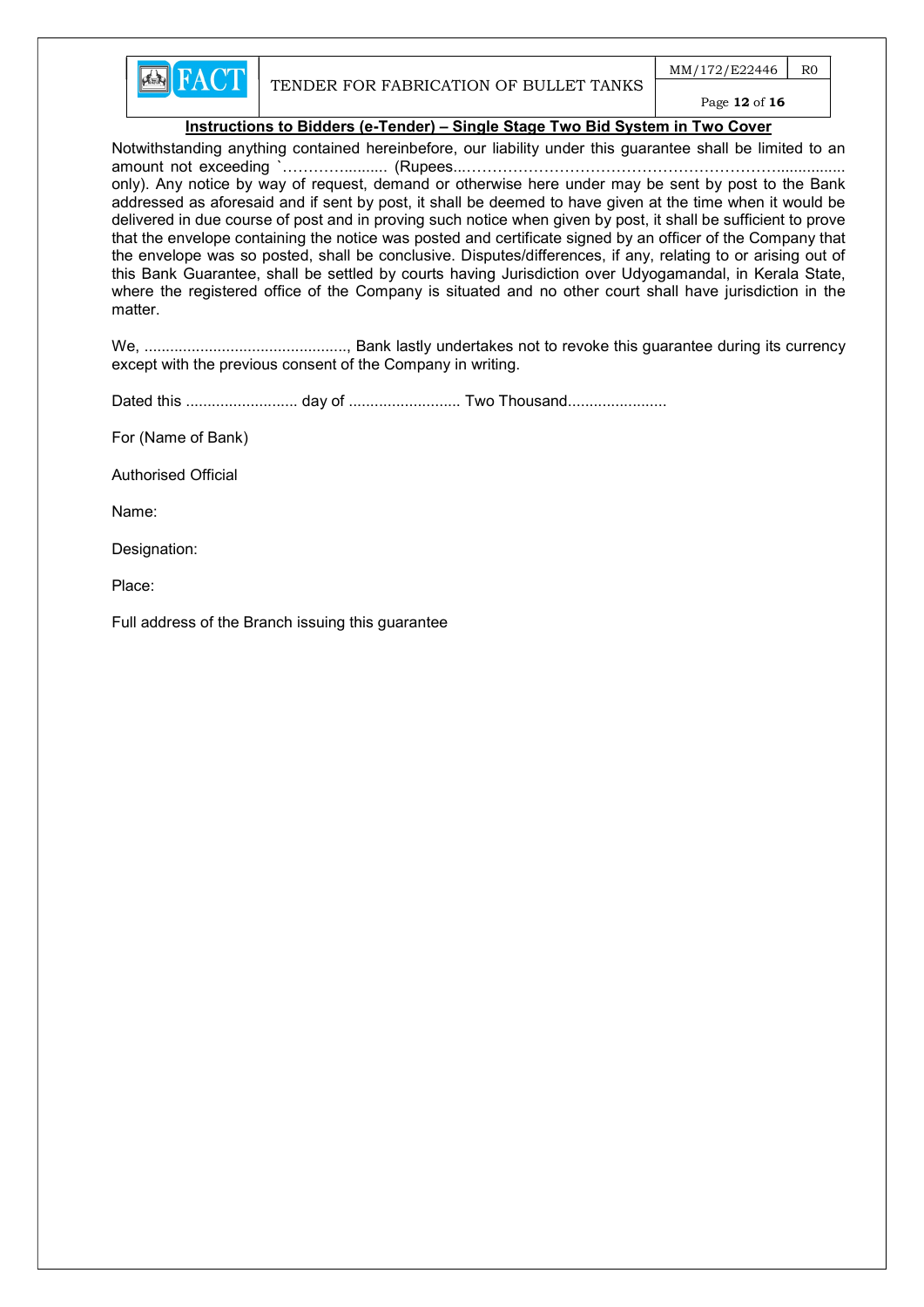**Instructions to Bidders (e-Tender) – Single Stage Two Bid System in Two Cover**

Notwithstanding anything contained hereinbefore, our liability under this guarantee shall be limited to an amount not exceeding `……….......... (Rupees...……………………………………………………................ only). Any notice by way of request, demand or otherwise here under may be sent by post to the Bank addressed as aforesaid and if sent by post, it shall be deemed to have given at the time when it would be delivered in due course of post and in proving such notice when given by post, it shall be sufficient to prove that the envelope containing the notice was posted and certificate signed by an officer of the Company that the envelope was so posted, shall be conclusive. Disputes/differences, if any, relating to or arising out of this Bank Guarantee, shall be settled by courts having Jurisdiction over Udyogamandal, in Kerala State, where the registered office of the Company is situated and no other court shall have jurisdiction in the matter.

We, ..............................................., Bank lastly undertakes not to revoke this guarantee during its currency except with the previous consent of the Company in writing.

Dated this .......................... day of .......................... Two Thousand.......................

For (Name of Bank)

Authorised Official

Name:

Designation:

Place:

Full address of the Branch issuing this guarantee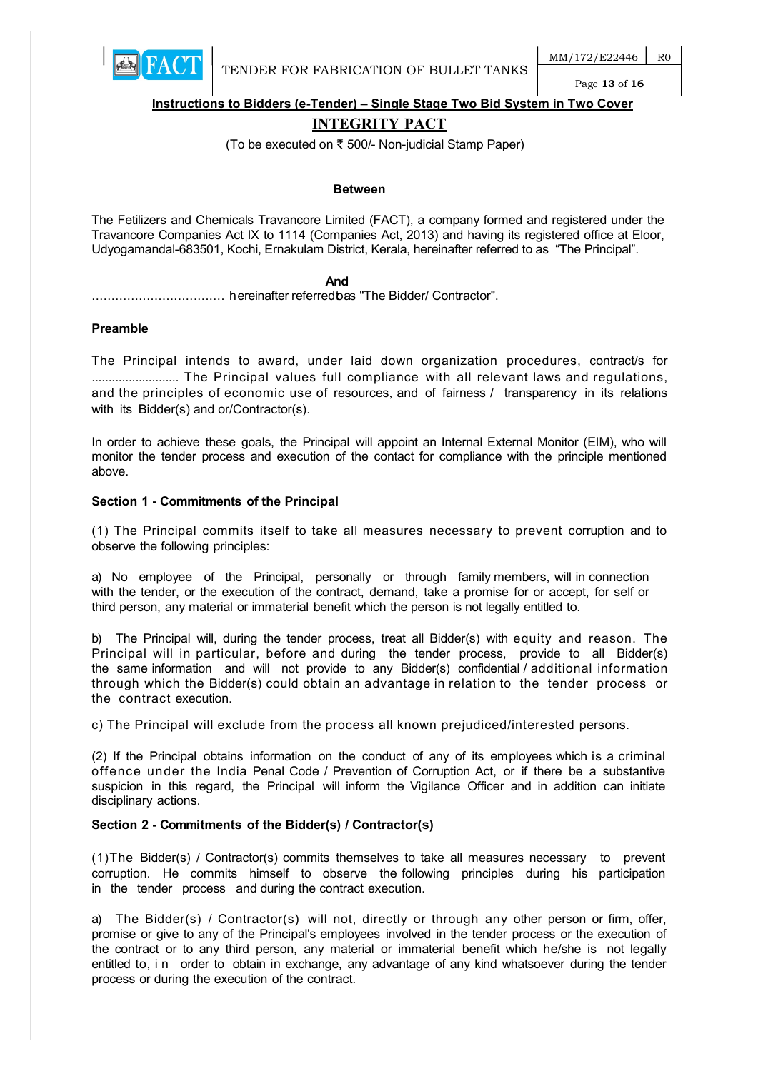**Instructions to Bidders (e-Tender) – Single Stage Two Bid System in Two Cover**

# INTEGRITY PACT

(To be executed on ₹ 500/- Non-judicial Stamp Paper)

**Between**

The Fetilizers and Chemicals Travancore Limited (FACT), a company formed and registered under the Travancore Companies Act IX to 1114 (Companies Act, 2013) and having its registered office at Eloor, Udyogamandal-683501, Kochi, Ernakulam District, Kerala, hereinafter referred to as "The Principal".

**And**

……………………………. hereinafter referred to as "The Bidder/ Contractor".

**Preamble**

The Principal intends to award, under laid down organization procedures, contract/s for .......................... The Principal values full compliance with all relevant laws and regulations, and the principles of economic use of resources, and of fairness / transparency in its relations with its Bidder(s) and or/Contractor(s).

In order to achieve these goals, the Principal will appoint an Internal External Monitor (EIM), who will monitor the tender process and execution of the contact for compliance with the principle mentioned above.

**Section 1 - Commitments of the Principal**

(1) The Principal commits itself to take all measures necessary to prevent corruption and to observe the following principles:

a) No employee of the Principal, personally or through family members, will in connection with the tender, or the execution of the contract, demand, take a promise for or accept, for self or third person, any material or immaterial benefit which the person is not legally entitled to.

b) The Principal will, during the tender process, treat all Bidder(s) with equity and reason. The Principal will in particular, before and during the tender process, provide to all Bidder(s) the same information and will not provide to any Bidder(s) confidential / additional information through which the Bidder(s) could obtain an advantage in relation to the tender process or the contract execution.

c) The Principal will exclude from the process all known prejudiced/interested persons.

(2) If the Principal obtains information on the conduct of any of its employees which is a criminal offence under the India Penal Code / Prevention of Corruption Act, or if there be a substantive suspicion in this regard, the Principal will inform the Vigilance Officer and in addition can initiate disciplinary actions.

**Section 2 - Commitments of the Bidder(s) / Contractor(s)**

(1)The Bidder(s) / Contractor(s) commits themselves to take all measures necessary to prevent corruption. He commits himself to observe the following principles during his participation in the tender process and during the contract execution.

a) The Bidder(s) / Contractor(s) will not, directly or through any other person or firm, offer, promise or give to any of the Principal's employees involved in the tender process or the execution of the contract or to any third person, any material or immaterial benefit which he/she is not legally entitled to, in order to obtain in exchange, any advantage of any kind whatsoever during the tender process or during the execution of the contract.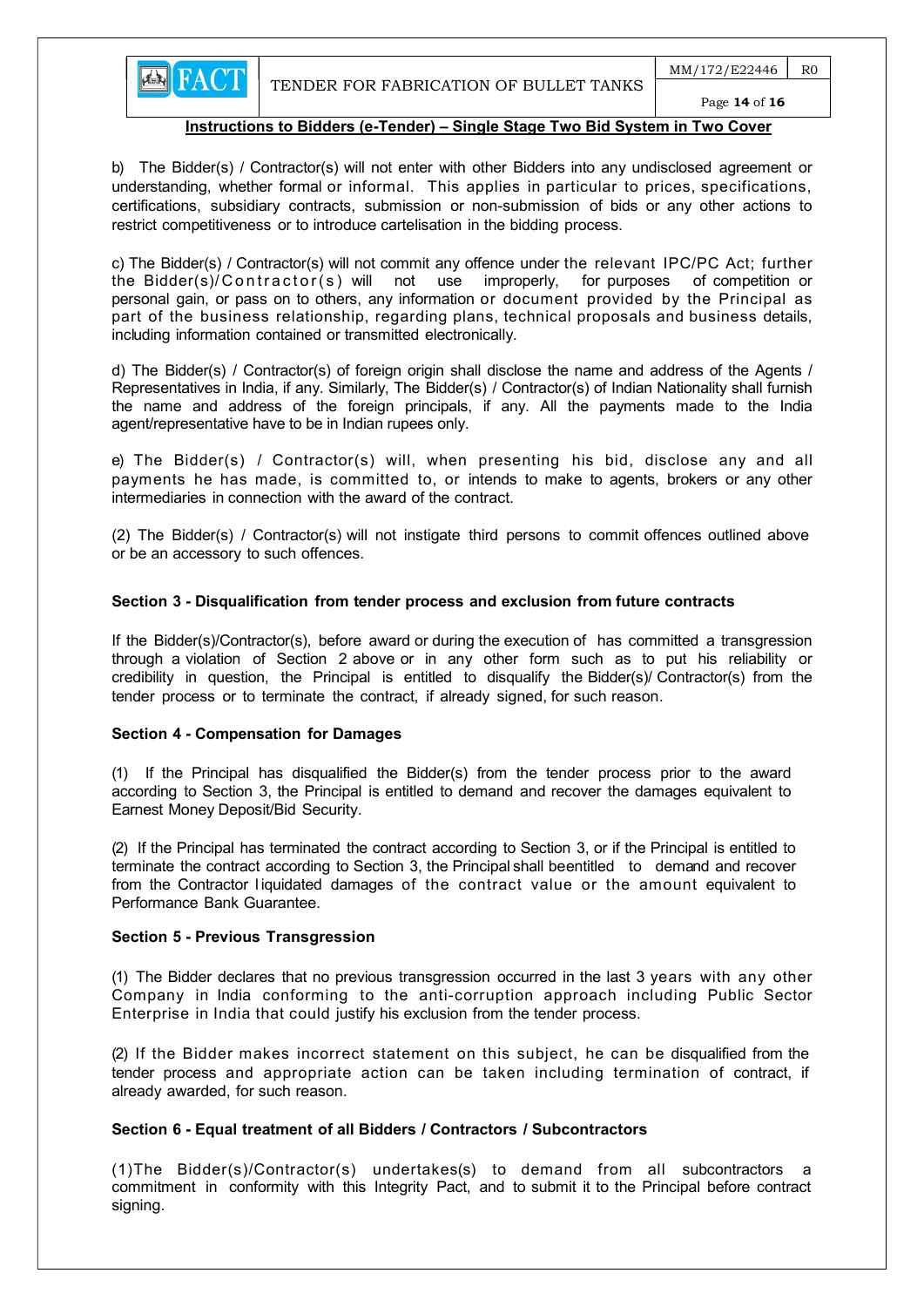## Instructions to Bidders (e-Tender) – Single Stage Two Bid System in Two Cover

b) The Bidder(s) / Contractor(s) will not enter with other Bidders into any undisclosed agreement or understanding, whether formal or informal. This applies in particular to prices, specifications, certifications, subsidiary contracts, submission or non-submission of bids or any other actions to restrict competitiveness or to introduce cartelisation in the bidding process.

c) The Bidder(s) / Contractor(s) will not commit any offence under the relevant IPC/PC Act; further the Bidder(s)/Contractor(s) will not use improperly, for purposes of competition or personal gain, or pass on to others, any information or document provided by the Principal as part of the business relationship, regarding plans, technical proposals and business details, including information contained or transmitted electronically.

d) The Bidder(s) / Contractor(s) of foreign origin shall disclose the name and address of the Agents / Representatives in India, if any. Similarly, The Bidder(s) / Contractor(s) of Indian Nationality shall furnish the name and address of the foreign principals, if any. All the payments made to the India agent/representative have to be in Indian rupees only.

e) The Bidder(s) / Contractor(s) will, when presenting his bid, disclose any and all payments he has made, is committed to, or intends to make to agents, brokers or any other intermediaries in connection with the award of the contract.

(2) The Bidder(s) / Contractor(s) will not instigate third persons to commit offences outlined above or be an accessory to such offences.

**Section 3 - Disqualification from tender process and exclusion from future contracts**

If the Bidder(s)/Contractor(s), before award or during the execution of has committed a transgression through a violation of Section 2 above or in any other form such as to put his reliability or credibility in question, the Principal is entitled to disqualify the Bidder(s)/ Contractor(s) from the tender process or to terminate the contract, if already signed, for such reason.

**Section 4 - Compensation for Damages**

(1) If the Principal has disqualified the Bidder(s) from the tender process prior to the award according to Section 3, the Principal is entitled to demand and recover the damages equivalent to Earnest Money Deposit/Bid Security.

(2) If the Principal has terminated the contract according to Section 3, or if the Principal is entitled to terminate the contract according to Section 3, the Principal shall beentitled to demand and recover from the Contractor liquidated damages of the contract value or the amount equivalent to Performance Bank Guarantee.

**Section 5 - Previous Transgression**

(1) The Bidder declares that no previous transgression occurred in the last 3 years with any other Company in India conforming to the anti-corruption approach including Public Sector Enterprise in India that could justify his exclusion from the tender process.

(2) If the Bidder makes incorrect statement on this subject, he can be disqualified from the tender process and appropriate action can be taken including termination of contract, if already awarded, for such reason.

**Section 6 - Equal treatment of all Bidders / Contractors / Subcontractors**

(1)The Bidder(s)/Contractor(s) undertakes(s) to demand from all subcontractors a commitment in conformity with this Integrity Pact, and to submit it to the Principal before contract signing.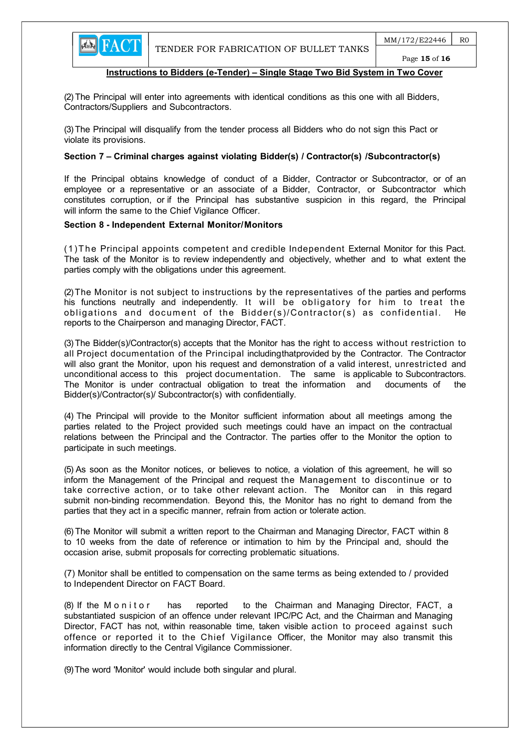**Instructions to Bidders (e-Tender) – Single Stage Two Bid System in Two Cover**

(2) The Principal will enter into agreements with identical conditions as this one with all Bidders, Contractors/Suppliers and Subcontractors.

(3) The Principal will disqualify from the tender process all Bidders who do not sign this Pact or violate its provisions.

**Section 7 – Criminal charges against violating Bidder(s) / Contractor(s) /Subcontractor(s)**

If the Principal obtains knowledge of conduct of a Bidder, Contractor or Subcontractor, or of an employee or a representative or an associate of a Bidder, Contractor, or Subcontractor which constitutes corruption, or if the Principal has substantive suspicion in this regard, the Principal will inform the same to the Chief Vigilance Officer.

**Section 8 - Independent External Monitor/Monitors**

(1) The Principal appoints competent and credible Independent External Monitor for this Pact. The task of the Monitor is to review independently and objectively, whether and to what extent the parties comply with the obligations under this agreement.

(2) The Monitor is not subject to instructions by the representatives of the parties and performs his functions neutrally and independently. It will be obligatory for him to treat the obligations and document of the Bidder(s)/Contractor(s) as confidential. He reports to the Chairperson and managing Director, FACT.

(3) The Bidder(s)/Contractor(s) accepts that the Monitor has the right to access without restriction to all Project documentation of the Principal includingthatprovided by the Contractor. The Contractor will also grant the Monitor, upon his request and demonstration of a valid interest, unrestricted and unconditional access to this project documentation. The same is applicable to Subcontractors. The Monitor is under contractual obligation to treat the information and documents of the Bidder(s)/Contractor(s)/ Subcontractor(s) with confidentially.

(4) The Principal will provide to the Monitor sufficient information about all meetings among the parties related to the Project provided such meetings could have an impact on the contractual relations between the Principal and the Contractor. The parties offer to the Monitor the option to participate in such meetings.

(5) As soon as the Monitor notices, or believes to notice, a violation of this agreement, he will so inform the Management of the Principal and request the Management to discontinue or to take corrective action, or to take other relevant action. The Monitor can in this regard submit non-binding recommendation. Beyond this, the Monitor has no right to demand from the parties that they act in a specific manner, refrain from action or tolerate action.

(6) The Monitor will submit a written report to the Chairman and Managing Director, FACT within 8 to 10 weeks from the date of reference or intimation to him by the Principal and, should the occasion arise, submit proposals for correcting problematic situations.

(7) Monitor shall be entitled to compensation on the same terms as being extended to / provided to Independent Director on FACT Board.

(8) If the Monitor has reported to the Chairman and Managing Director, FACT, a substantiated suspicion of an offence under relevant IPC/PC Act, and the Chairman and Managing Director, FACT has not, within reasonable time, taken visible action to proceed against such offence or reported it to the Chief Vigilance Officer, the Monitor may also transmit this information directly to the Central Vigilance Commissioner.

(9) The word 'Monitor' would include both singular and plural.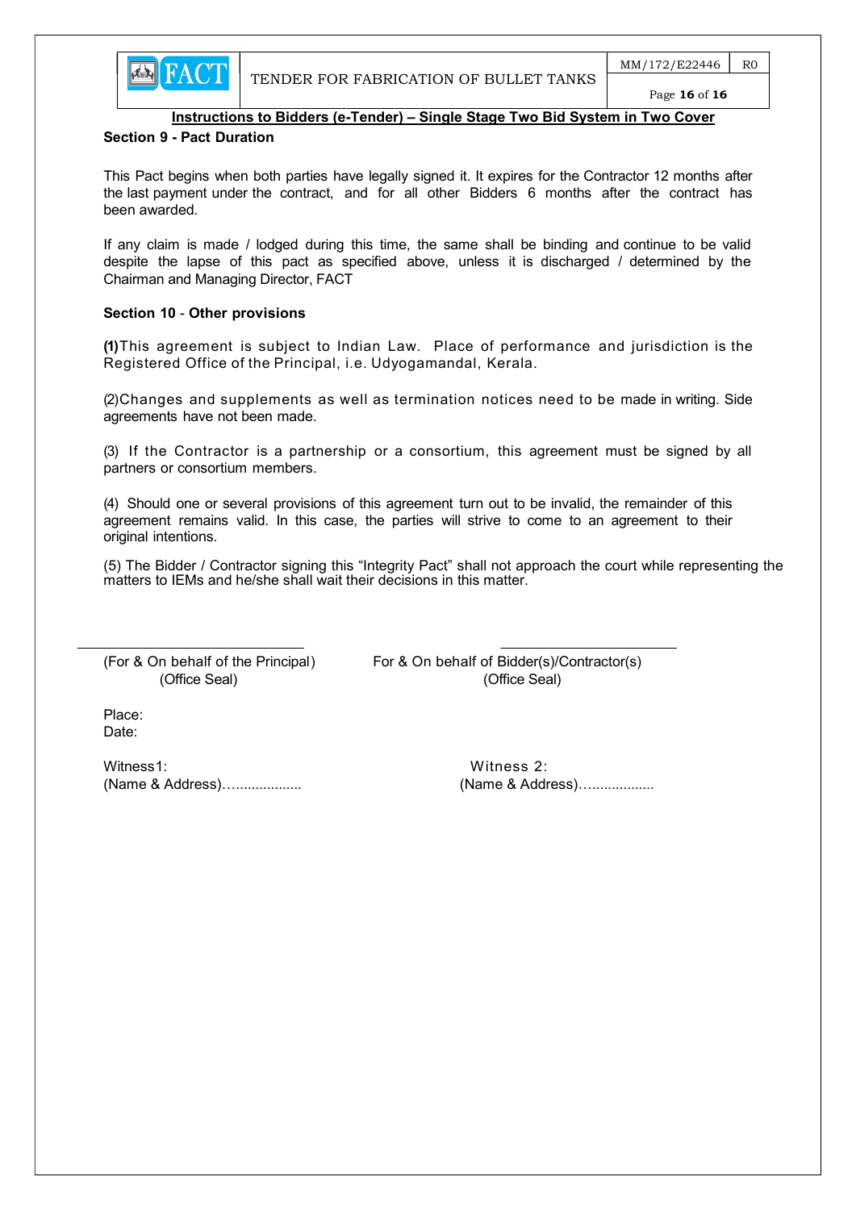**Instructions to Bidders (e-Tender) – Single Stage Two Bid System in Two Cover**

**Section 9 - Pact Duration**

This Pact begins when both parties have legally signed it. It expires for the Contractor 12 months after the last payment under the contract, and for all other Bidders 6 months after the contract has been awarded.

If any claim is made / lodged during this time, the same shall be binding and continue to be valid despite the lapse of this pact as specified above, unless it is discharged / determined by the Chairman and Managing Director, FACT

**Section 10** - **Other provisions**

**(1)** This agreement is subject to Indian Law. Place of performance and jurisdiction is the Registered Office of the Principal, i.e. Udyogamandal, Kerala.

(2) Changes and supplements as well as termination notices need to be made in writing. Side agreements have not been made.

(3) If the Contractor is a partnership or a consortium, this agreement must be signed by all partners or consortium members.

(4) Should one or several provisions of this agreement turn out to be invalid, the remainder of this agreement remains valid. In this case, the parties will strive to come to an agreement to their original intentions.

(5) The Bidder / Contractor signing this "Integrity Pact" shall not approach the court while representing the matters to IEMs and he/she shall wait their decisions in this matter.

(For & On behalf of the Principal)
(Office Seal)

For & On behalf of Bidder(s)/Contractor(s)
(Office Seal)

Place:
Date:

Witness1:
(Name & Address)…................

Witness 2:
(Name & Address)…................